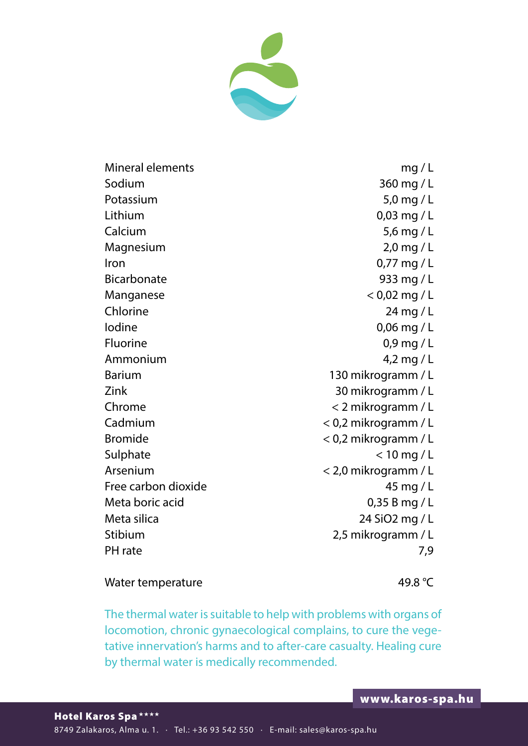| Mineral elements | mg / L |
|---|---|
| Sodium | 360 mg / L |
| Potassium | 5,0 mg / L |
| Lithium | 0,03 mg / L |
| Calcium | 5,6 mg / L |
| Magnesium | 2,0 mg / L |
| Iron | 0,77 mg / L |
| Bicarbonate | 933 mg / L |
| Manganese | < 0,02 mg / L |
| Chlorine | 24 mg / L |
| Iodine | 0,06 mg / L |
| Fluorine | 0,9 mg / L |
| Ammonium | 4,2 mg / L |
| Barium | 130 mikrogramm / L |
| Zink | 30 mikrogramm / L |
| Chrome | < 2 mikrogramm / L |
| Cadmium | < 0,2 mikrogramm / L |
| Bromide | < 0,2 mikrogramm / L |
| Sulphate | < 10 mg / L |
| Arsenium | < 2,0 mikrogramm / L |
| Free carbon dioxide | 45 mg / L |
| Meta boric acid | 0,35 B mg / L |
| Meta silica | 24 $SiO_2$ mg / L |
| Stibium | 2,5 mikrogramm / L |
| PH rate | 7,9 |

| Water temperature | 49.8 °C |
|---|---|

The thermal water is suitable to help with problems with organs of locomotion, chronic gynaecological complains, to cure the vegetative innervation's harms and to after-care casualty. Healing cure by thermal water is medically recommended.

www.karos-spa.hu

**Hotel Karos Spa\*\*\*\***

8749 Zalakaros, Alma u. 1. · Tel.: +36 93 542 550 · E-mail: sales@karos-spa.hu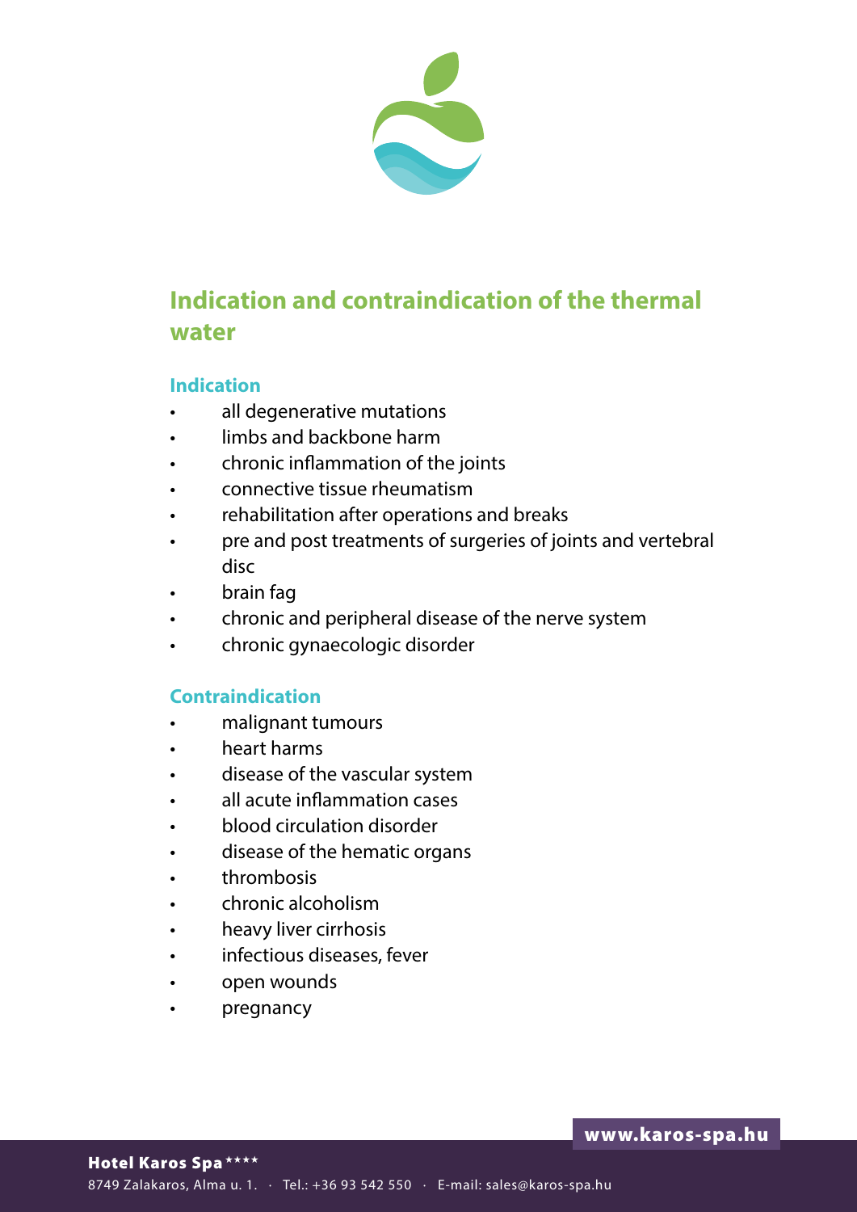# Indication and contraindication of the thermal water

## Indication

- all degenerative mutations
- limbs and backbone harm
- chronic inflammation of the joints
- connective tissue rheumatism
- rehabilitation after operations and breaks
- pre and post treatments of surgeries of joints and vertebral disc
- brain fag
- chronic and peripheral disease of the nerve system
- chronic gynaecologic disorder

## Contraindication

- malignant tumours
- heart harms
- disease of the vascular system
- all acute inflammation cases
- blood circulation disorder
- disease of the hematic organs
- thrombosis
- chronic alcoholism
- heavy liver cirrhosis
- infectious diseases, fever
- open wounds
- pregnancy

www.karos-spa.hu

**Hotel Karos Spa** ****

8749 Zalakaros, Alma u. 1. · Tel.: +36 93 542 550 · E-mail: sales@karos-spa.hu